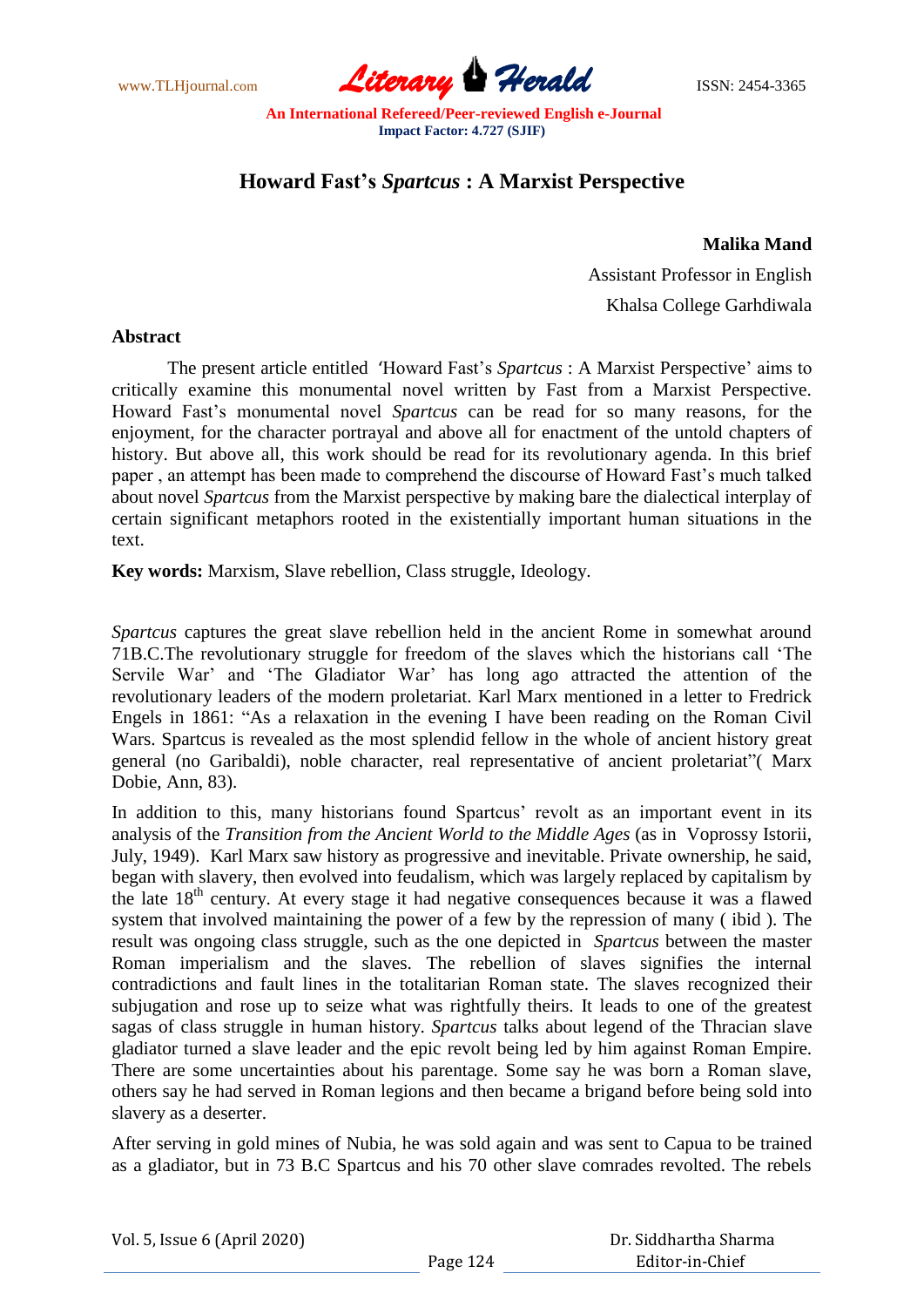# Howard Fast's *Spartcus* : A Marxist Perspective

**Malika Mand**

Assistant Professor in English

Khalsa College Garhdiwala

**Abstract**

The present article entitled 'Howard Fast's *Spartcus* : A Marxist Perspective' aims to critically examine this monumental novel written by Fast from a Marxist Perspective. Howard Fast's monumental novel *Spartcus* can be read for so many reasons, for the enjoyment, for the character portrayal and above all for enactment of the untold chapters of history. But above all, this work should be read for its revolutionary agenda. In this brief paper , an attempt has been made to comprehend the discourse of Howard Fast's much talked about novel *Spartcus* from the Marxist perspective by making bare the dialectical interplay of certain significant metaphors rooted in the existentially important human situations in the text.

**Key words:** Marxism, Slave rebellion, Class struggle, Ideology.

*Spartcus* captures the great slave rebellion held in the ancient Rome in somewhat around 71B.C.The revolutionary struggle for freedom of the slaves which the historians call 'The Servile War' and 'The Gladiator War' has long ago attracted the attention of the revolutionary leaders of the modern proletariat. Karl Marx mentioned in a letter to Fredrick Engels in 1861: "As a relaxation in the evening I have been reading on the Roman Civil Wars. Spartcus is revealed as the most splendid fellow in the whole of ancient history great general (no Garibaldi), noble character, real representative of ancient proletariat"( Marx Dobie, Ann, 83).

In addition to this, many historians found Spartcus' revolt as an important event in its analysis of the *Transition from the Ancient World to the Middle Ages* (as in Voprossy Istorii, July, 1949). Karl Marx saw history as progressive and inevitable. Private ownership, he said, began with slavery, then evolved into feudalism, which was largely replaced by capitalism by the late 18th century. At every stage it had negative consequences because it was a flawed system that involved maintaining the power of a few by the repression of many ( ibid ). The result was ongoing class struggle, such as the one depicted in *Spartcus* between the master Roman imperialism and the slaves. The rebellion of slaves signifies the internal contradictions and fault lines in the totalitarian Roman state. The slaves recognized their subjugation and rose up to seize what was rightfully theirs. It leads to one of the greatest sagas of class struggle in human history. *Spartcus* talks about legend of the Thracian slave gladiator turned a slave leader and the epic revolt being led by him against Roman Empire. There are some uncertainties about his parentage. Some say he was born a Roman slave, others say he had served in Roman legions and then became a brigand before being sold into slavery as a deserter.

After serving in gold mines of Nubia, he was sold again and was sent to Capua to be trained as a gladiator, but in 73 B.C Spartcus and his 70 other slave comrades revolted. The rebels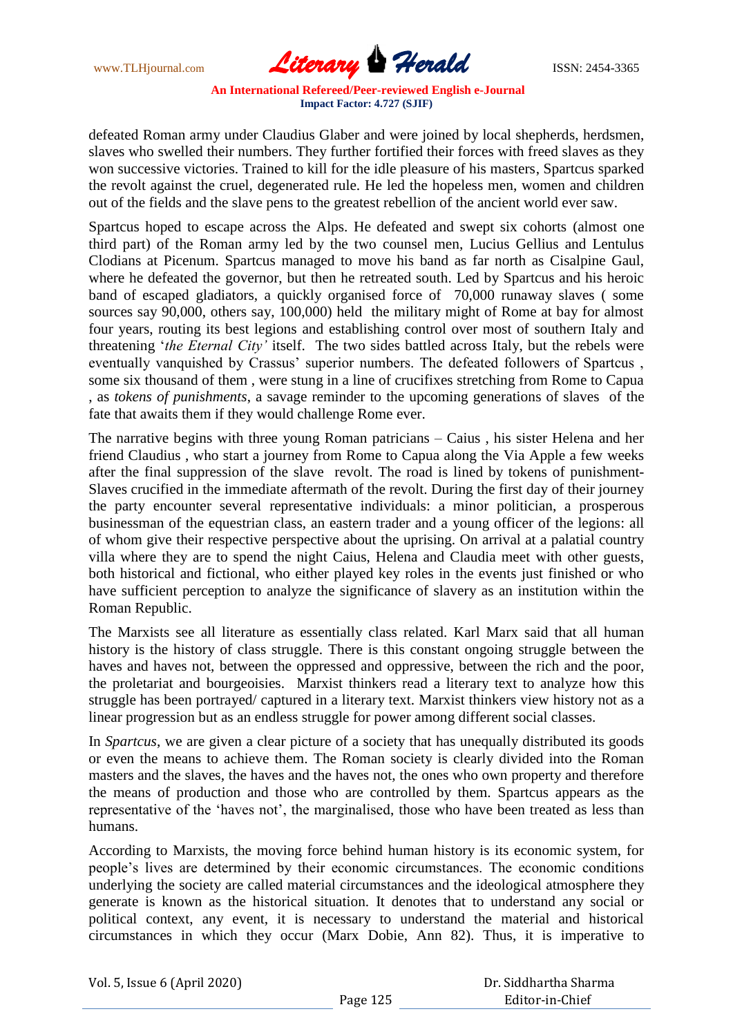defeated Roman army under Claudius Glaber and were joined by local shepherds, herdsmen, slaves who swelled their numbers. They further fortified their forces with freed slaves as they won successive victories. Trained to kill for the idle pleasure of his masters, Spartcus sparked the revolt against the cruel, degenerated rule. He led the hopeless men, women and children out of the fields and the slave pens to the greatest rebellion of the ancient world ever saw.

Spartcus hoped to escape across the Alps. He defeated and swept six cohorts (almost one third part) of the Roman army led by the two counsel men, Lucius Gellius and Lentulus Clodians at Picenum. Spartcus managed to move his band as far north as Cisalpine Gaul, where he defeated the governor, but then he retreated south. Led by Spartcus and his heroic band of escaped gladiators, a quickly organised force of 70,000 runaway slaves ( some sources say 90,000, others say, 100,000) held the military might of Rome at bay for almost four years, routing its best legions and establishing control over most of southern Italy and threatening '*the Eternal City'* itself. The two sides battled across Italy, but the rebels were eventually vanquished by Crassus' superior numbers. The defeated followers of Spartcus , some six thousand of them , were stung in a line of crucifixes stretching from Rome to Capua , as *tokens of punishments*, a savage reminder to the upcoming generations of slaves of the fate that awaits them if they would challenge Rome ever.

The narrative begins with three young Roman patricians – Caius , his sister Helena and her friend Claudius , who start a journey from Rome to Capua along the Via Apple a few weeks after the final suppression of the slave revolt. The road is lined by tokens of punishment- Slaves crucified in the immediate aftermath of the revolt. During the first day of their journey the party encounter several representative individuals: a minor politician, a prosperous businessman of the equestrian class, an eastern trader and a young officer of the legions: all of whom give their respective perspective about the uprising. On arrival at a palatial country villa where they are to spend the night Caius, Helena and Claudia meet with other guests, both historical and fictional, who either played key roles in the events just finished or who have sufficient perception to analyze the significance of slavery as an institution within the Roman Republic.

The Marxists see all literature as essentially class related. Karl Marx said that all human history is the history of class struggle. There is this constant ongoing struggle between the haves and haves not, between the oppressed and oppressive, between the rich and the poor, the proletariat and bourgeoisies. Marxist thinkers read a literary text to analyze how this struggle has been portrayed/ captured in a literary text. Marxist thinkers view history not as a linear progression but as an endless struggle for power among different social classes.

In *Spartcus*, we are given a clear picture of a society that has unequally distributed its goods or even the means to achieve them. The Roman society is clearly divided into the Roman masters and the slaves, the haves and the haves not, the ones who own property and therefore the means of production and those who are controlled by them. Spartcus appears as the representative of the 'haves not', the marginalised, those who have been treated as less than humans.

According to Marxists, the moving force behind human history is its economic system, for people's lives are determined by their economic circumstances. The economic conditions underlying the society are called material circumstances and the ideological atmosphere they generate is known as the historical situation. It denotes that to understand any social or political context, any event, it is necessary to understand the material and historical circumstances in which they occur (Marx Dobie, Ann 82). Thus, it is imperative to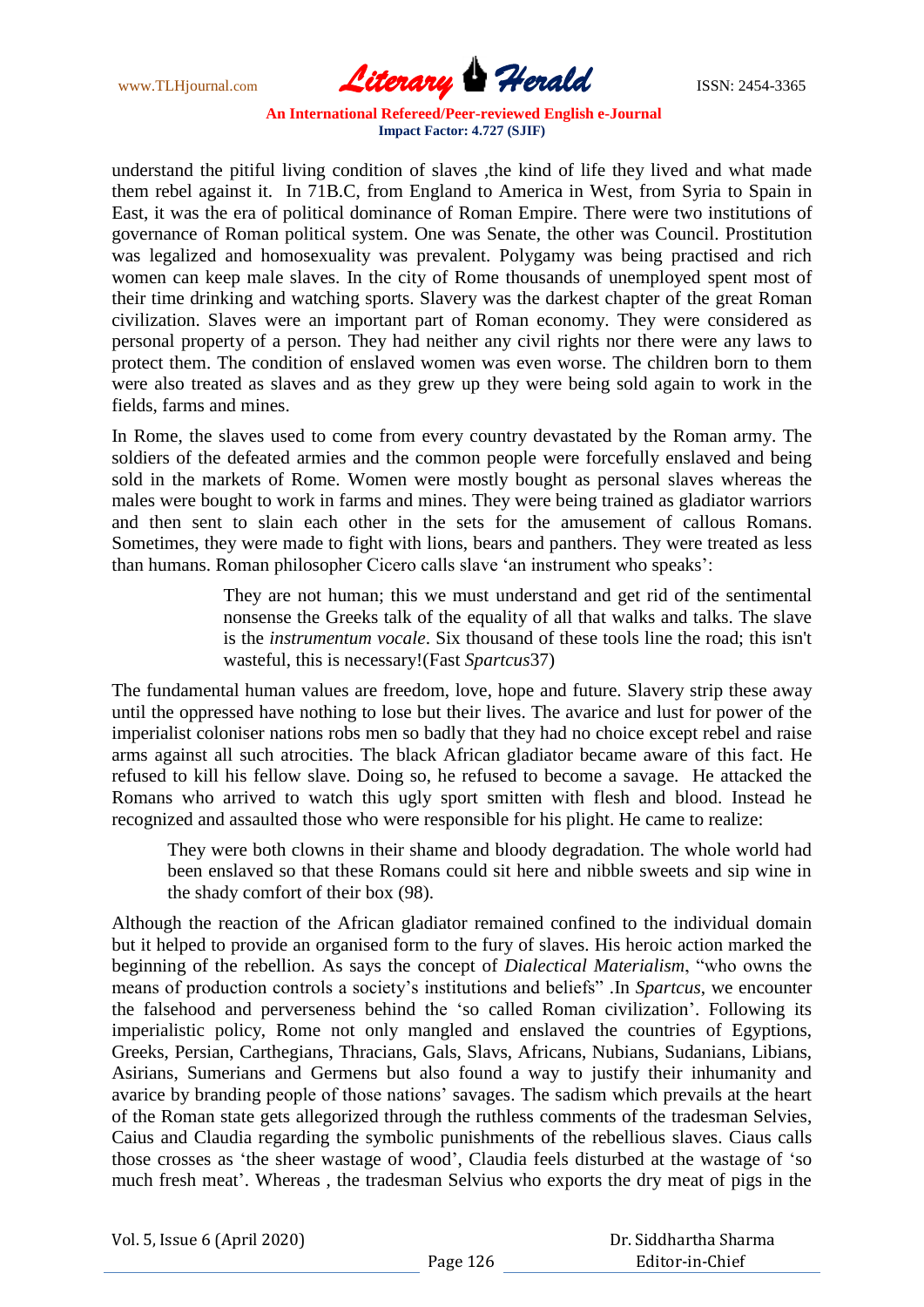understand the pitiful living condition of slaves ,the kind of life they lived and what made them rebel against it. In 71B.C, from England to America in West, from Syria to Spain in East, it was the era of political dominance of Roman Empire. There were two institutions of governance of Roman political system. One was Senate, the other was Council. Prostitution was legalized and homosexuality was prevalent. Polygamy was being practised and rich women can keep male slaves. In the city of Rome thousands of unemployed spent most of their time drinking and watching sports. Slavery was the darkest chapter of the great Roman civilization. Slaves were an important part of Roman economy. They were considered as personal property of a person. They had neither any civil rights nor there were any laws to protect them. The condition of enslaved women was even worse. The children born to them were also treated as slaves and as they grew up they were being sold again to work in the fields, farms and mines.

In Rome, the slaves used to come from every country devastated by the Roman army. The soldiers of the defeated armies and the common people were forcefully enslaved and being sold in the markets of Rome. Women were mostly bought as personal slaves whereas the males were bought to work in farms and mines. They were being trained as gladiator warriors and then sent to slain each other in the sets for the amusement of callous Romans. Sometimes, they were made to fight with lions, bears and panthers. They were treated as less than humans. Roman philosopher Cicero calls slave 'an instrument who speaks':

> They are not human; this we must understand and get rid of the sentimental nonsense the Greeks talk of the equality of all that walks and talks. The slave is the *instrumentum vocale*. Six thousand of these tools line the road; this isn't wasteful, this is necessary!(Fast *Spartcus*37)

The fundamental human values are freedom, love, hope and future. Slavery strip these away until the oppressed have nothing to lose but their lives. The avarice and lust for power of the imperialist coloniser nations robs men so badly that they had no choice except rebel and raise arms against all such atrocities. The black African gladiator became aware of this fact. He refused to kill his fellow slave. Doing so, he refused to become a savage. He attacked the Romans who arrived to watch this ugly sport smitten with flesh and blood. Instead he recognized and assaulted those who were responsible for his plight. He came to realize:

> They were both clowns in their shame and bloody degradation. The whole world had been enslaved so that these Romans could sit here and nibble sweets and sip wine in the shady comfort of their box (98).

Although the reaction of the African gladiator remained confined to the individual domain but it helped to provide an organised form to the fury of slaves. His heroic action marked the beginning of the rebellion. As says the concept of *Dialectical Materialism*, "who owns the means of production controls a society's institutions and beliefs" .In *Spartcus*, we encounter the falsehood and perverseness behind the 'so called Roman civilization'. Following its imperialistic policy, Rome not only mangled and enslaved the countries of Egyptions, Greeks, Persian, Carthegians, Thracians, Gals, Slavs, Africans, Nubians, Sudanians, Libians, Asirians, Sumerians and Germens but also found a way to justify their inhumanity and avarice by branding people of those nations' savages. The sadism which prevails at the heart of the Roman state gets allegorized through the ruthless comments of the tradesman Selvies, Caius and Claudia regarding the symbolic punishments of the rebellious slaves. Ciaus calls those crosses as 'the sheer wastage of wood', Claudia feels disturbed at the wastage of 'so much fresh meat'. Whereas , the tradesman Selvius who exports the dry meat of pigs in the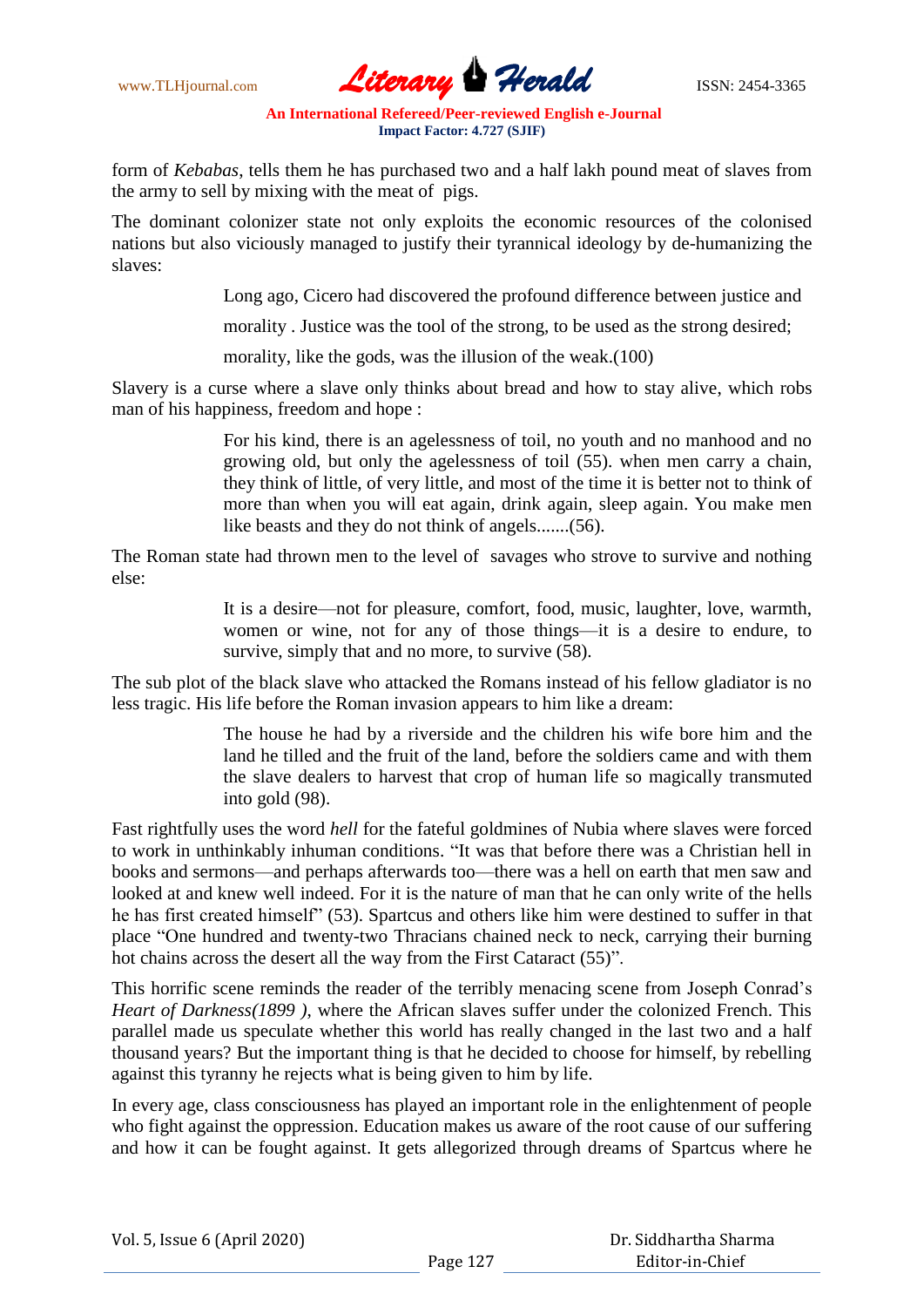form of *Kebabas*, tells them he has purchased two and a half lakh pound meat of slaves from the army to sell by mixing with the meat of pigs.

The dominant colonizer state not only exploits the economic resources of the colonised nations but also viciously managed to justify their tyrannical ideology by de-humanizing the slaves:

> Long ago, Cicero had discovered the profound difference between justice and morality . Justice was the tool of the strong, to be used as the strong desired; morality, like the gods, was the illusion of the weak.(100)

Slavery is a curse where a slave only thinks about bread and how to stay alive, which robs man of his happiness, freedom and hope :

> For his kind, there is an agelessness of toil, no youth and no manhood and no growing old, but only the agelessness of toil (55). when men carry a chain, they think of little, of very little, and most of the time it is better not to think of more than when you will eat again, drink again, sleep again. You make men like beasts and they do not think of angels.......(56).

The Roman state had thrown men to the level of savages who strove to survive and nothing else:

> It is a desire—not for pleasure, comfort, food, music, laughter, love, warmth, women or wine, not for any of those things—it is a desire to endure, to survive, simply that and no more, to survive (58).

The sub plot of the black slave who attacked the Romans instead of his fellow gladiator is no less tragic. His life before the Roman invasion appears to him like a dream:

> The house he had by a riverside and the children his wife bore him and the land he tilled and the fruit of the land, before the soldiers came and with them the slave dealers to harvest that crop of human life so magically transmuted into gold (98).

Fast rightfully uses the word *hell* for the fateful goldmines of Nubia where slaves were forced to work in unthinkably inhuman conditions. "It was that before there was a Christian hell in books and sermons—and perhaps afterwards too—there was a hell on earth that men saw and looked at and knew well indeed. For it is the nature of man that he can only write of the hells he has first created himself" (53). Spartcus and others like him were destined to suffer in that place "One hundred and twenty-two Thracians chained neck to neck, carrying their burning hot chains across the desert all the way from the First Cataract (55)".

This horrific scene reminds the reader of the terribly menacing scene from Joseph Conrad's *Heart of Darkness(1899 )*, where the African slaves suffer under the colonized French. This parallel made us speculate whether this world has really changed in the last two and a half thousand years? But the important thing is that he decided to choose for himself, by rebelling against this tyranny he rejects what is being given to him by life.

In every age, class consciousness has played an important role in the enlightenment of people who fight against the oppression. Education makes us aware of the root cause of our suffering and how it can be fought against. It gets allegorized through dreams of Spartcus where he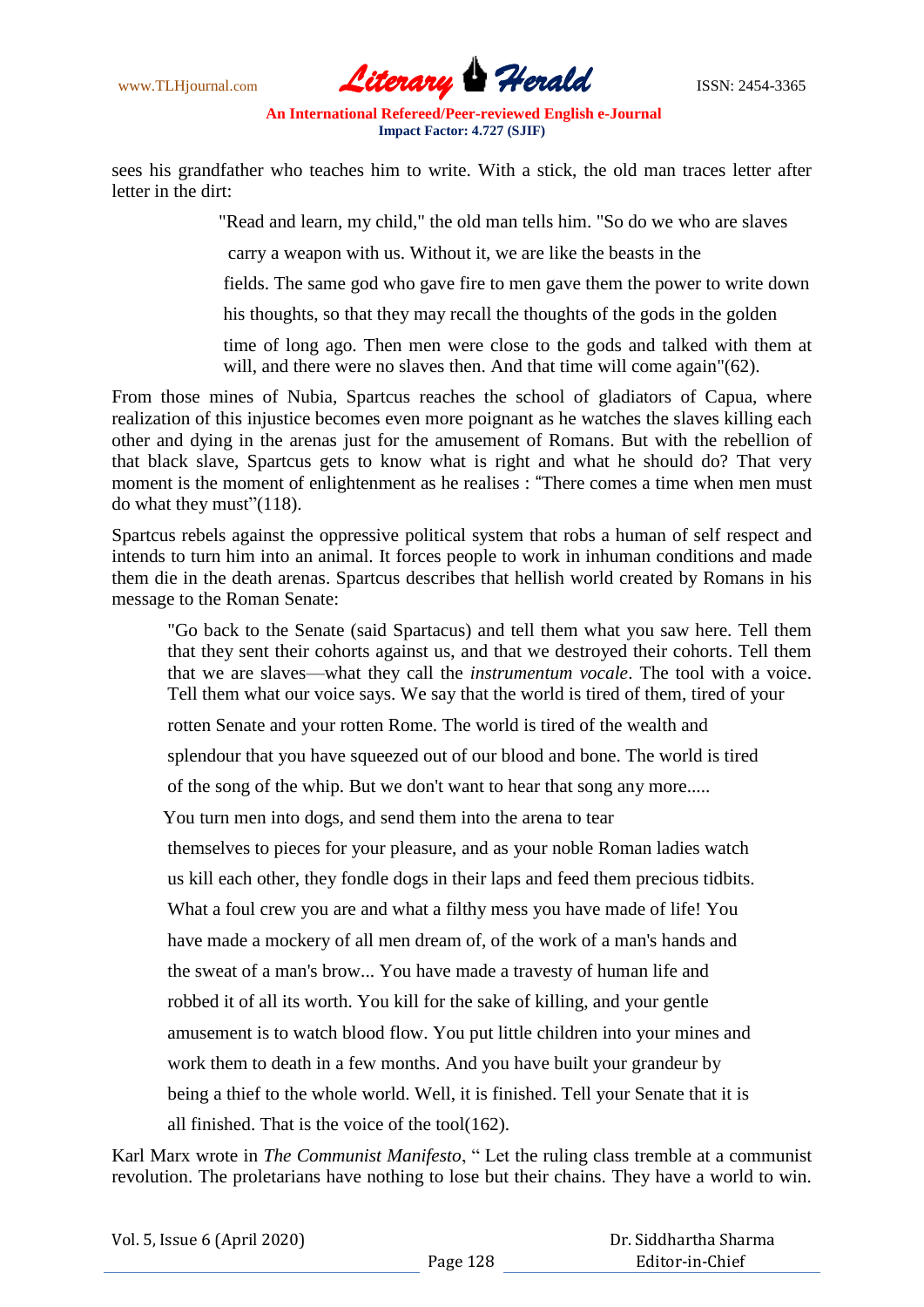sees his grandfather who teaches him to write. With a stick, the old man traces letter after letter in the dirt:

> "Read and learn, my child," the old man tells him. "So do we who are slaves carry a weapon with us. Without it, we are like the beasts in the fields. The same god who gave fire to men gave them the power to write down his thoughts, so that they may recall the thoughts of the gods in the golden time of long ago. Then men were close to the gods and talked with them at will, and there were no slaves then. And that time will come again"(62).

From those mines of Nubia, Spartcus reaches the school of gladiators of Capua, where realization of this injustice becomes even more poignant as he watches the slaves killing each other and dying in the arenas just for the amusement of Romans. But with the rebellion of that black slave, Spartcus gets to know what is right and what he should do? That very moment is the moment of enlightenment as he realises : "There comes a time when men must do what they must"(118).

Spartcus rebels against the oppressive political system that robs a human of self respect and intends to turn him into an animal. It forces people to work in inhuman conditions and made them die in the death arenas. Spartcus describes that hellish world created by Romans in his message to the Roman Senate:

> "Go back to the Senate (said Spartacus) and tell them what you saw here. Tell them that they sent their cohorts against us, and that we destroyed their cohorts. Tell them that we are slaves—what they call the *instrumentum vocale*. The tool with a voice. Tell them what our voice says. We say that the world is tired of them, tired of your rotten Senate and your rotten Rome. The world is tired of the wealth and splendour that you have squeezed out of our blood and bone. The world is tired of the song of the whip. But we don't want to hear that song any more.....
>
> You turn men into dogs, and send them into the arena to tear themselves to pieces for your pleasure, and as your noble Roman ladies watch us kill each other, they fondle dogs in their laps and feed them precious tidbits. What a foul crew you are and what a filthy mess you have made of life! You have made a mockery of all men dream of, of the work of a man's hands and the sweat of a man's brow... You have made a travesty of human life and robbed it of all its worth. You kill for the sake of killing, and your gentle amusement is to watch blood flow. You put little children into your mines and work them to death in a few months. And you have built your grandeur by being a thief to the whole world. Well, it is finished. Tell your Senate that it is all finished. That is the voice of the tool(162).

Karl Marx wrote in *The Communist Manifesto*, " Let the ruling class tremble at a communist revolution. The proletarians have nothing to lose but their chains. They have a world to win.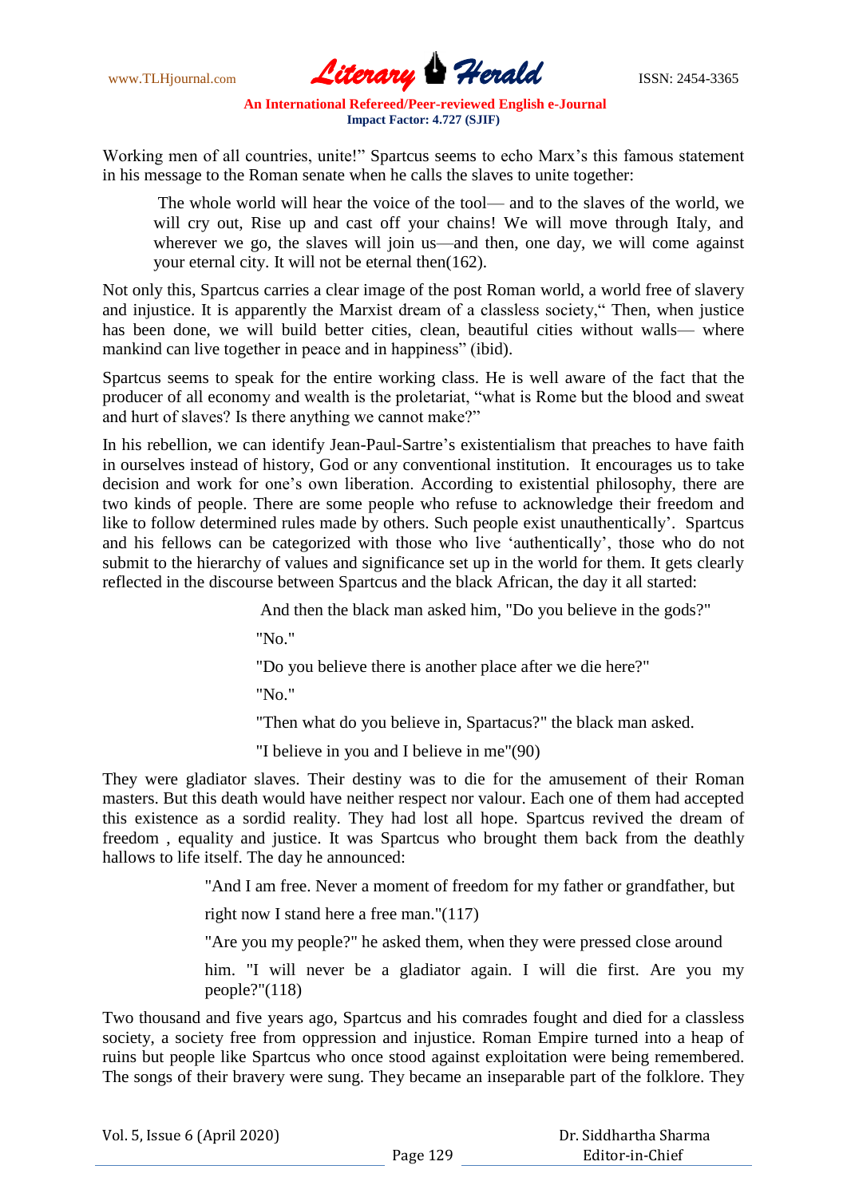Working men of all countries, unite!" Spartcus seems to echo Marx's this famous statement in his message to the Roman senate when he calls the slaves to unite together:

> The whole world will hear the voice of the tool— and to the slaves of the world, we will cry out, Rise up and cast off your chains! We will move through Italy, and wherever we go, the slaves will join us—and then, one day, we will come against your eternal city. It will not be eternal then(162).

Not only this, Spartcus carries a clear image of the post Roman world, a world free of slavery and injustice. It is apparently the Marxist dream of a classless society," Then, when justice has been done, we will build better cities, clean, beautiful cities without walls— where mankind can live together in peace and in happiness" (ibid).

Spartcus seems to speak for the entire working class. He is well aware of the fact that the producer of all economy and wealth is the proletariat, "what is Rome but the blood and sweat and hurt of slaves? Is there anything we cannot make?"

In his rebellion, we can identify Jean-Paul-Sartre's existentialism that preaches to have faith in ourselves instead of history, God or any conventional institution. It encourages us to take decision and work for one's own liberation. According to existential philosophy, there are two kinds of people. There are some people who refuse to acknowledge their freedom and like to follow determined rules made by others. Such people exist unauthentically'. Spartcus and his fellows can be categorized with those who live 'authentically', those who do not submit to the hierarchy of values and significance set up in the world for them. It gets clearly reflected in the discourse between Spartcus and the black African, the day it all started:

> And then the black man asked him, "Do you believe in the gods?"
>
> "No."
>
> "Do you believe there is another place after we die here?"
>
> "No."
>
> "Then what do you believe in, Spartacus?" the black man asked.
>
> "I believe in you and I believe in me"(90)

They were gladiator slaves. Their destiny was to die for the amusement of their Roman masters. But this death would have neither respect nor valour. Each one of them had accepted this existence as a sordid reality. They had lost all hope. Spartcus revived the dream of freedom , equality and justice. It was Spartcus who brought them back from the deathly hallows to life itself. The day he announced:

> "And I am free. Never a moment of freedom for my father or grandfather, but right now I stand here a free man."(117)
>
> "Are you my people?" he asked them, when they were pressed close around him. "I will never be a gladiator again. I will die first. Are you my people?"(118)

Two thousand and five years ago, Spartcus and his comrades fought and died for a classless society, a society free from oppression and injustice. Roman Empire turned into a heap of ruins but people like Spartcus who once stood against exploitation were being remembered. The songs of their bravery were sung. They became an inseparable part of the folklore. They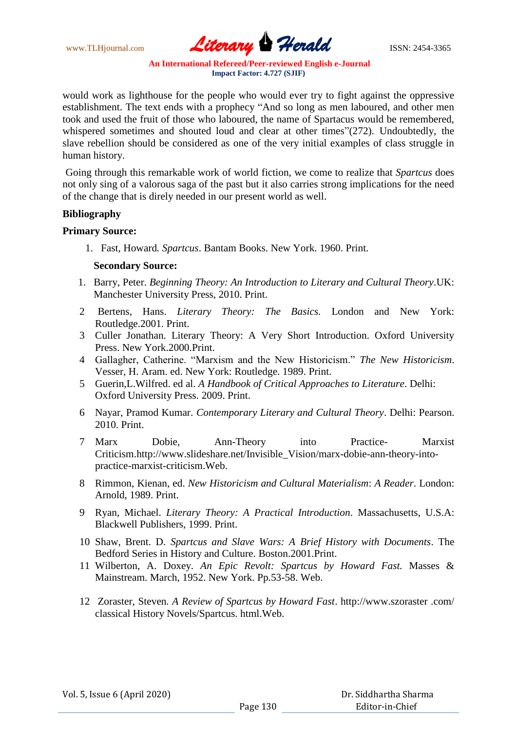would work as lighthouse for the people who would ever try to fight against the oppressive establishment. The text ends with a prophecy "And so long as men laboured, and other men took and used the fruit of those who laboured, the name of Spartacus would be remembered, whispered sometimes and shouted loud and clear at other times"(272). Undoubtedly, the slave rebellion should be considered as one of the very initial examples of class struggle in human history.

Going through this remarkable work of world fiction, we come to realize that *Spartcus* does not only sing of a valorous saga of the past but it also carries strong implications for the need of the change that is direly needed in our present world as well.

**Bibliography**

**Primary Source:**

1. Fast, Howard*.* *Spartcus*. Bantam Books. New York. 1960. Print.

**Secondary Source:**

1. Barry, Peter. *Beginning Theory: An Introduction to Literary and Cultural Theory*.UK: Manchester University Press, 2010. Print.
2. Bertens, Hans. *Literary Theory: The Basics.* London and New York: Routledge.2001. Print.
3. Culler Jonathan. Literary Theory: A Very Short Introduction. Oxford University Press. New York.2000.Print.
4. Gallagher, Catherine. "Marxism and the New Historicism." *The New Historicism*. Vesser, H. Aram. ed. New York: Routledge. 1989. Print.
5. Guerin,L.Wilfred. ed al. *A Handbook of Critical Approaches to Literature*. Delhi: Oxford University Press. 2009. Print.
6. Nayar, Pramod Kumar. *Contemporary Literary and Cultural Theory*. Delhi: Pearson. 2010. Print.
7. Marx Dobie, Ann-Theory into Practice- Marxist Criticism.http://www.slideshare.net/Invisible_Vision/marx-dobie-ann-theory-into-practice-marxist-criticism.Web.
8. Rimmon, Kienan, ed. *New Historicism and Cultural Materialism*: *A Reader*. London: Arnold, 1989. Print.
9. Ryan, Michael. *Literary Theory: A Practical Introduction*. Massachusetts, U.S.A: Blackwell Publishers, 1999. Print.
10. Shaw, Brent. D. *Spartcus and Slave Wars: A Brief History with Documents*. The Bedford Series in History and Culture. Boston.2001.Print.
11. Wilberton, A. Doxey. *An Epic Revolt: Spartcus by Howard Fast.* Masses & Mainstream. March, 1952. New York. Pp.53-58. Web.
12. Zoraster, Steven*. A Review of Spartcus by Howard Fast*. http://www.szoraster .com/ classical History Novels/Spartcus. html.Web.